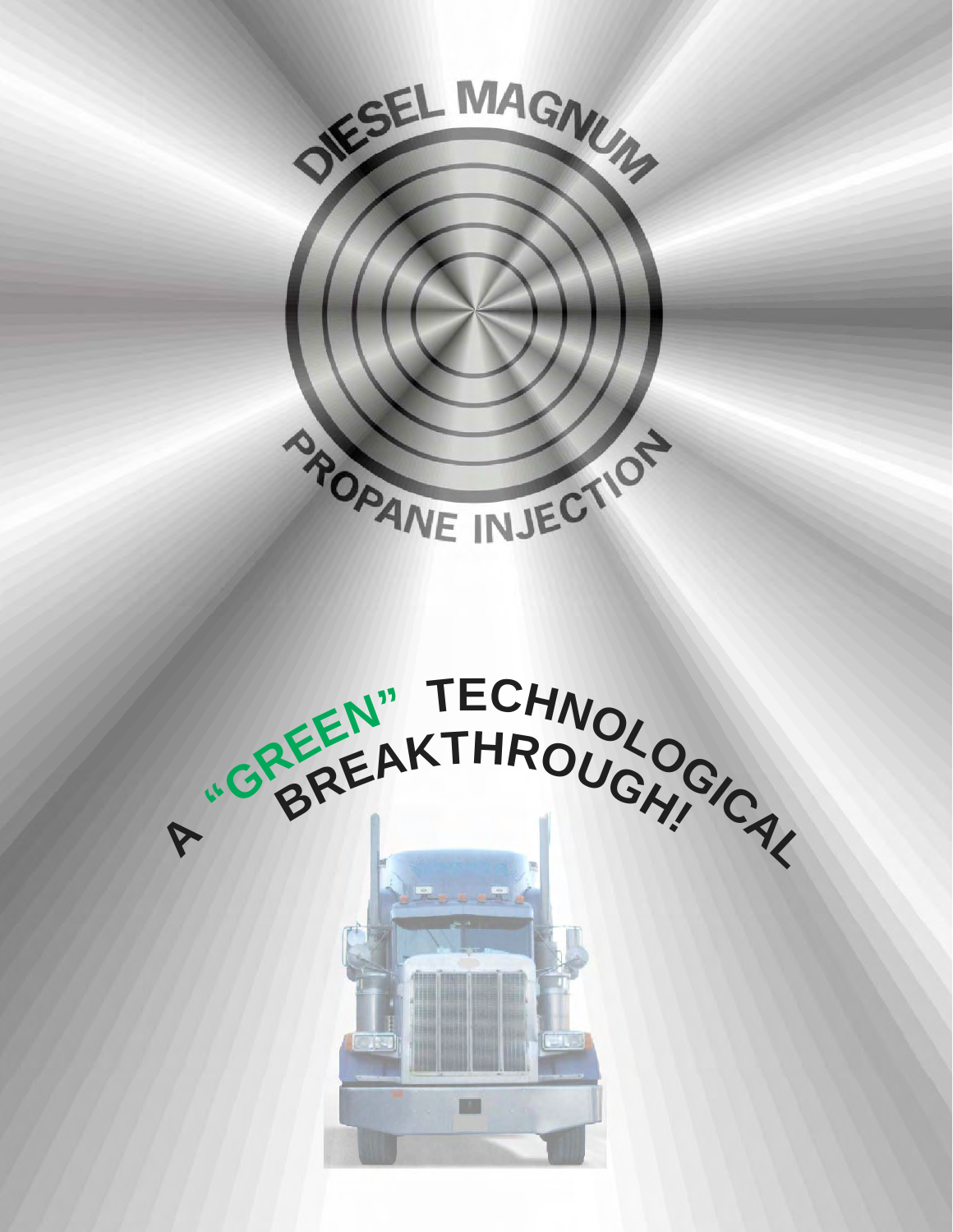# DIESEL MAGNUM

## PROPANE INJECTION

## A "GREEN" TECHNOLOGICAL BREAKTHROUGH!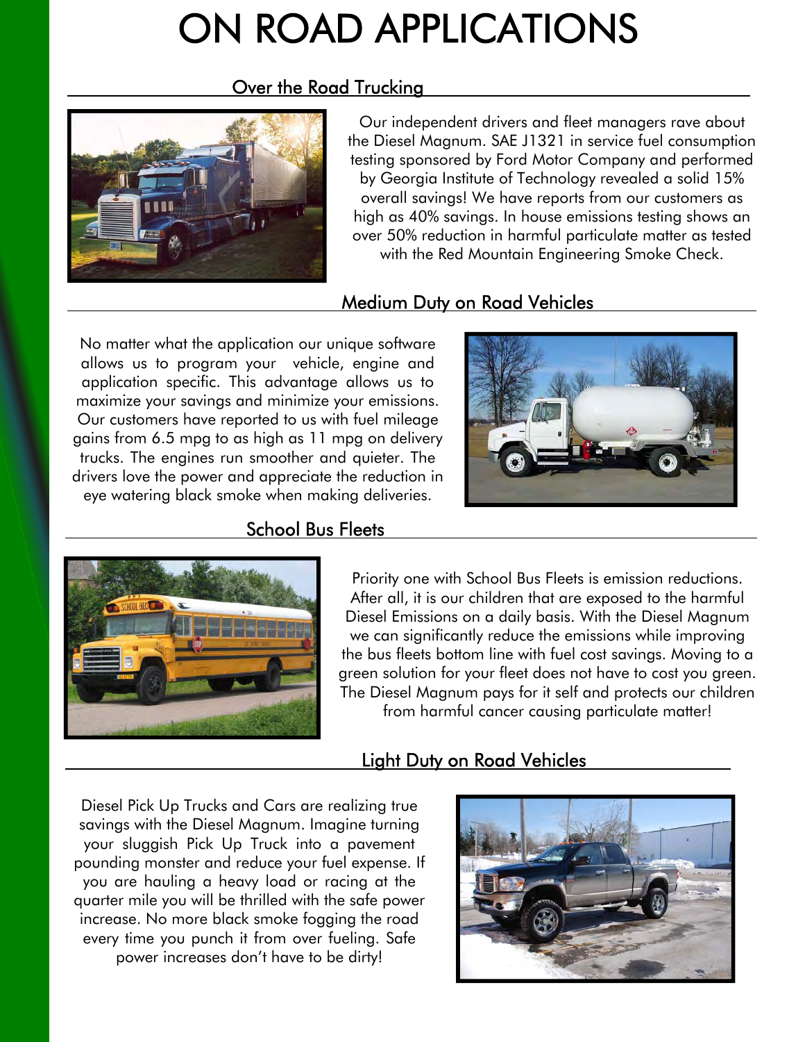# ON ROAD APPLICATIONS

## Over the Road Trucking

Our independent drivers and fleet managers rave about the Diesel Magnum. SAE J1321 in service fuel consumption testing sponsored by Ford Motor Company and performed by Georgia Institute of Technology revealed a solid 15% overall savings! We have reports from our customers as high as 40% savings. In house emissions testing shows an over 50% reduction in harmful particulate matter as tested with the Red Mountain Engineering Smoke Check.

## Medium Duty on Road Vehicles

No matter what the application our unique software allows us to program your vehicle, engine and application specific. This advantage allows us to maximize your savings and minimize your emissions. Our customers have reported to us with fuel mileage gains from 6.5 mpg to as high as 11 mpg on delivery trucks. The engines run smoother and quieter. The drivers love the power and appreciate the reduction in eye watering black smoke when making deliveries.

## School Bus Fleets

Priority one with School Bus Fleets is emission reductions. After all, it is our children that are exposed to the harmful Diesel Emissions on a daily basis. With the Diesel Magnum we can significantly reduce the emissions while improving the bus fleets bottom line with fuel cost savings. Moving to a green solution for your fleet does not have to cost you green. The Diesel Magnum pays for it self and protects our children from harmful cancer causing particulate matter!

## Light Duty on Road Vehicles

Diesel Pick Up Trucks and Cars are realizing true savings with the Diesel Magnum. Imagine turning your sluggish Pick Up Truck into a pavement pounding monster and reduce your fuel expense. If you are hauling a heavy load or racing at the quarter mile you will be thrilled with the safe power increase. No more black smoke fogging the road every time you punch it from over fueling. Safe power increases don't have to be dirty!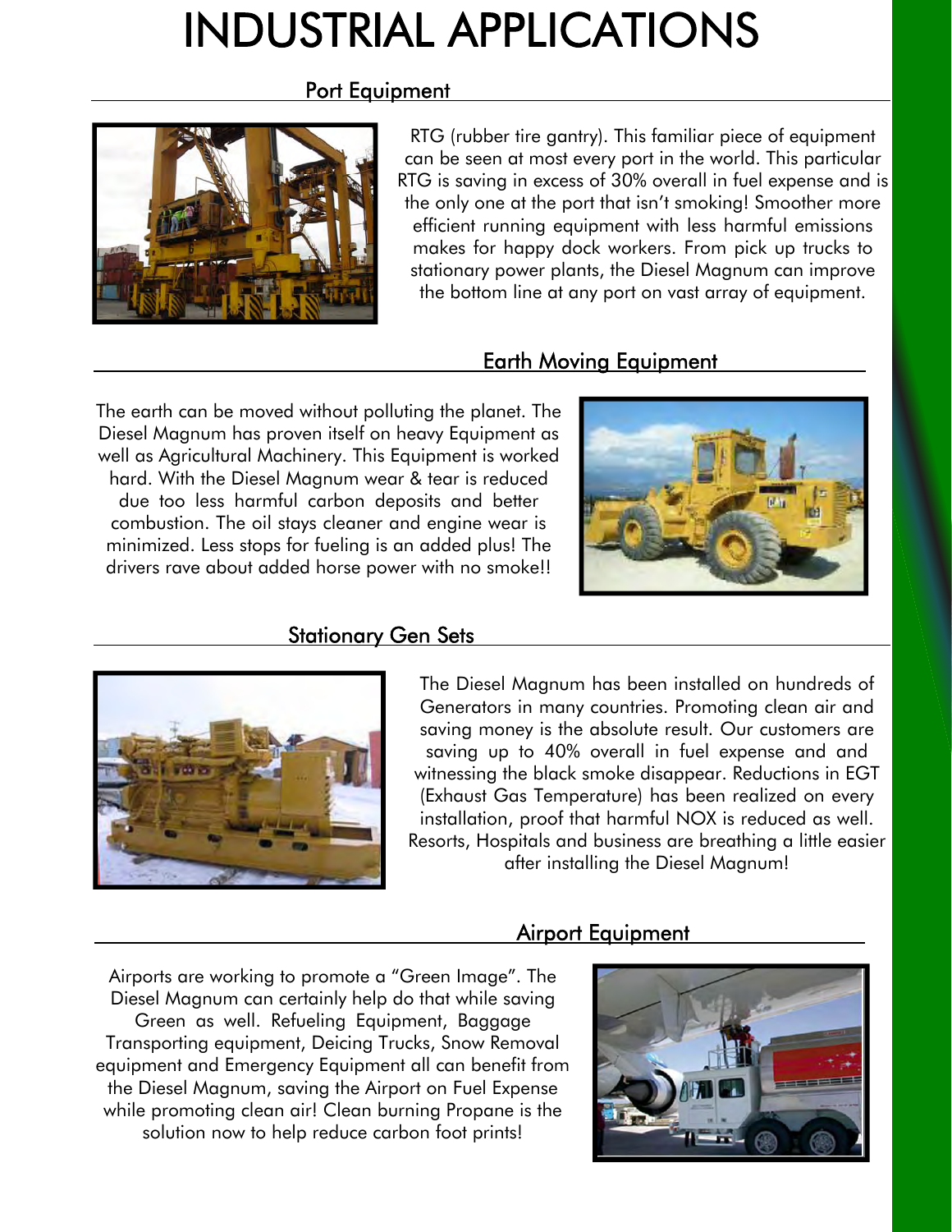# INDUSTRIAL APPLICATIONS

## Port Equipment

RTG (rubber tire gantry). This familiar piece of equipment can be seen at most every port in the world. This particular RTG is saving in excess of 30% overall in fuel expense and is the only one at the port that isn't smoking! Smoother more efficient running equipment with less harmful emissions makes for happy dock workers. From pick up trucks to stationary power plants, the Diesel Magnum can improve the bottom line at any port on vast array of equipment.

## Earth Moving Equipment

The earth can be moved without polluting the planet. The Diesel Magnum has proven itself on heavy Equipment as well as Agricultural Machinery. This Equipment is worked hard. With the Diesel Magnum wear & tear is reduced due too less harmful carbon deposits and better combustion. The oil stays cleaner and engine wear is minimized. Less stops for fueling is an added plus! The drivers rave about added horse power with no smoke!!

## Stationary Gen Sets

The Diesel Magnum has been installed on hundreds of Generators in many countries. Promoting clean air and saving money is the absolute result. Our customers are saving up to 40% overall in fuel expense and and witnessing the black smoke disappear. Reductions in EGT (Exhaust Gas Temperature) has been realized on every installation, proof that harmful NOX is reduced as well. Resorts, Hospitals and business are breathing a little easier after installing the Diesel Magnum!

## Airport Equipment

Airports are working to promote a "Green Image". The Diesel Magnum can certainly help do that while saving Green as well. Refueling Equipment, Baggage Transporting equipment, Deicing Trucks, Snow Removal equipment and Emergency Equipment all can benefit from the Diesel Magnum, saving the Airport on Fuel Expense while promoting clean air! Clean burning Propane is the solution now to help reduce carbon foot prints!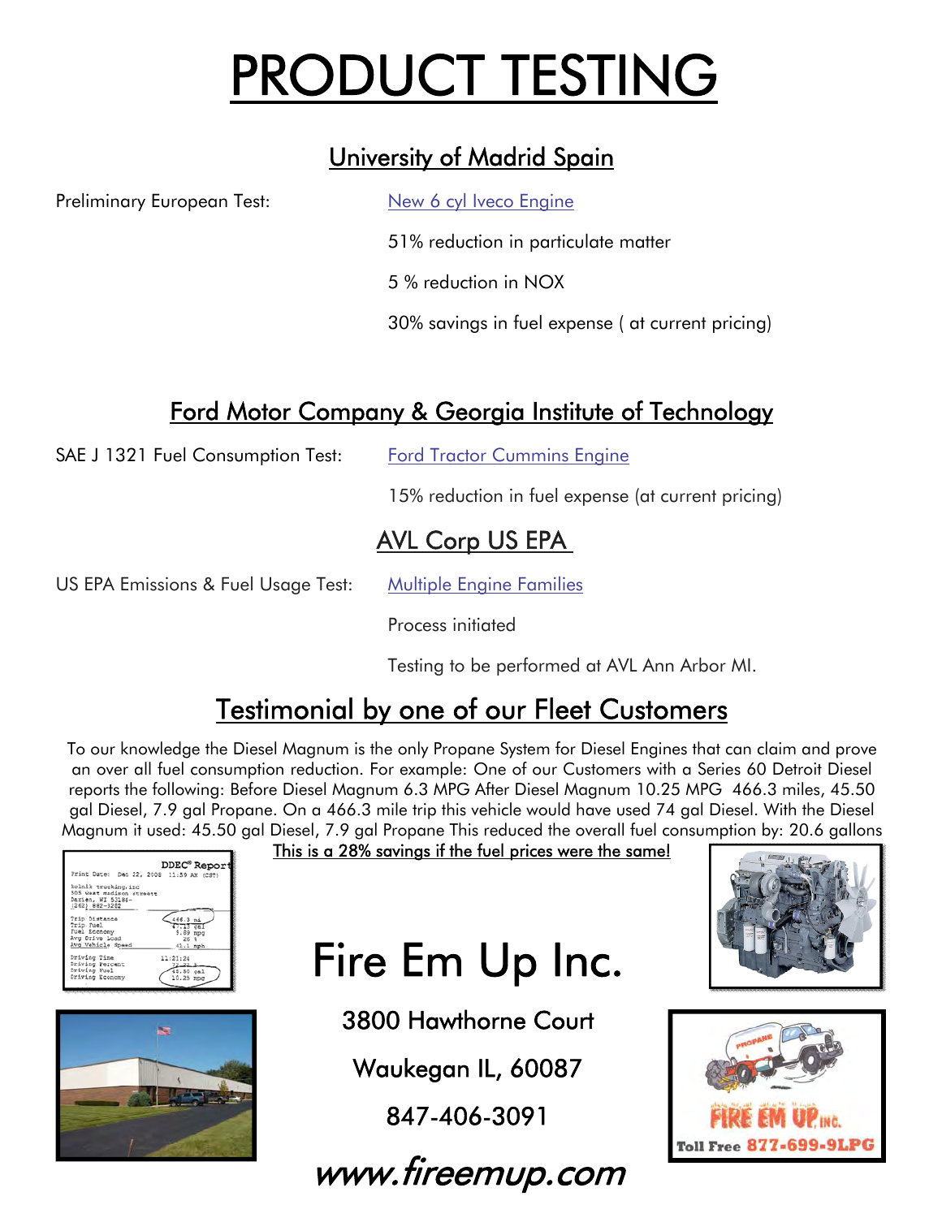# PRODUCT TESTING

## University of Madrid Spain

Preliminary European Test: New 6 cyl Iveco Engine

51% reduction in particulate matter

5 % reduction in NOX

30% savings in fuel expense ( at current pricing)

## Ford Motor Company & Georgia Institute of Technology

SAE J 1321 Fuel Consumption Test: Ford Tractor Cummins Engine

15% reduction in fuel expense (at current pricing)

## AVL Corp US EPA

US EPA Emissions & Fuel Usage Test: Multiple Engine Families

Process initiated

Testing to be performed at AVL Ann Arbor MI.

## Testimonial by one of our Fleet Customers

To our knowledge the Diesel Magnum is the only Propane System for Diesel Engines that can claim and prove an over all fuel consumption reduction. For example: One of our Customers with a Series 60 Detroit Diesel reports the following: Before Diesel Magnum 6.3 MPG After Diesel Magnum 10.25 MPG 466.3 miles, 45.50 gal Diesel, 7.9 gal Propane. On a 466.3 mile trip this vehicle would have used 74 gal Diesel. With the Diesel Magnum it used: 45.50 gal Diesel, 7.9 gal Propane This reduced the overall fuel consumption by: 20.6 gallons

This is a 28% savings if the fuel prices were the same!

# Fire Em Up Inc.

3800 Hawthorne Court

Waukegan IL, 60087

847-406-3091

*www.fireemup.com*